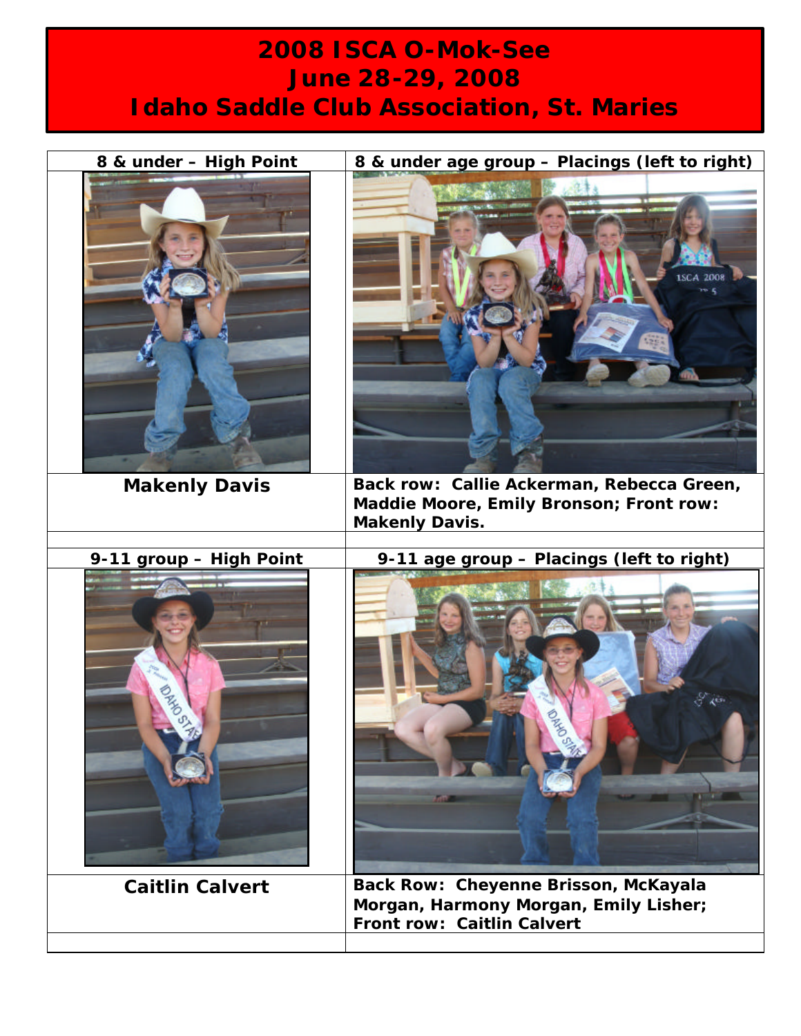# 2008 ISCA O-Mok-See
## June 28-29, 2008
## Idaho Saddle Club Association, St. Maries

| 8 & under – High Point | 8 & under age group – Placings (left to right) |
|---|---|
| | |
| **Makenly Davis** | **Back row: Callie Ackerman, Rebecca Green, Maddie Moore, Emily Bronson; Front row: Makenly Davis.** |
| | |
| **9-11 group – High Point** | **9-11 age group – Placings (left to right)** |
| | |
| **Caitlin Calvert** | **Back Row: Cheyenne Brisson, McKayala Morgan, Harmony Morgan, Emily Lisher; Front row: Caitlin Calvert** |
| | |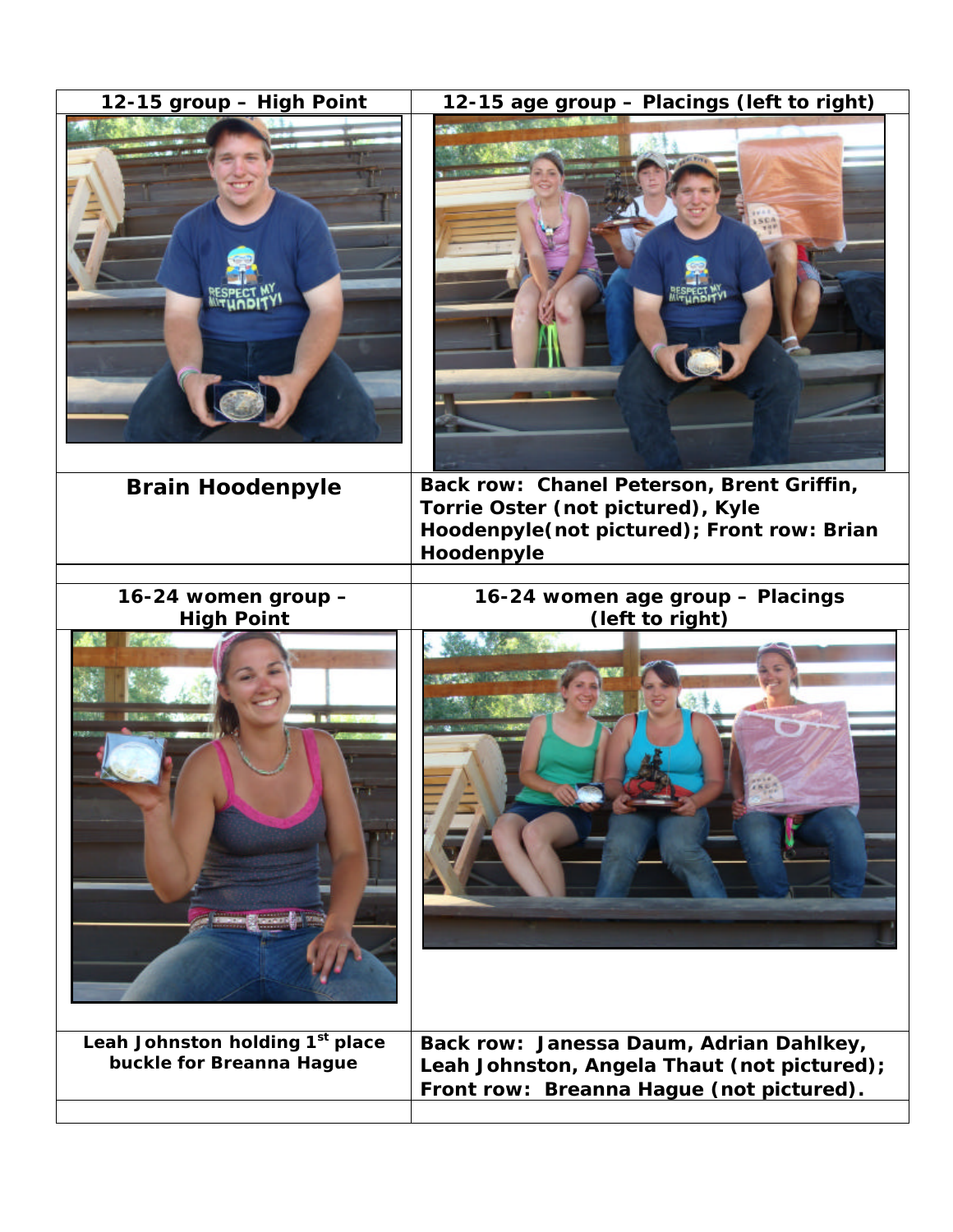| 12-15 group – High Point | 12-15 age group – Placings (left to right) |
| --- | --- |
| | |
| **Brain Hoodenpyle** | **Back row: Chanel Peterson, Brent Griffin, Torrie Oster (not pictured), Kyle Hoodenpyle(not pictured); Front row: Brian Hoodenpyle** |
| | |
| **16-24 women group – High Point** | **16-24 women age group – Placings (left to right)** |
| | |
| **Leah Johnston holding 1st place buckle for Breanna Hague** | **Back row: Janessa Daum, Adrian Dahlkey, Leah Johnston, Angela Thaut (not pictured); Front row: Breanna Hague (not pictured).** |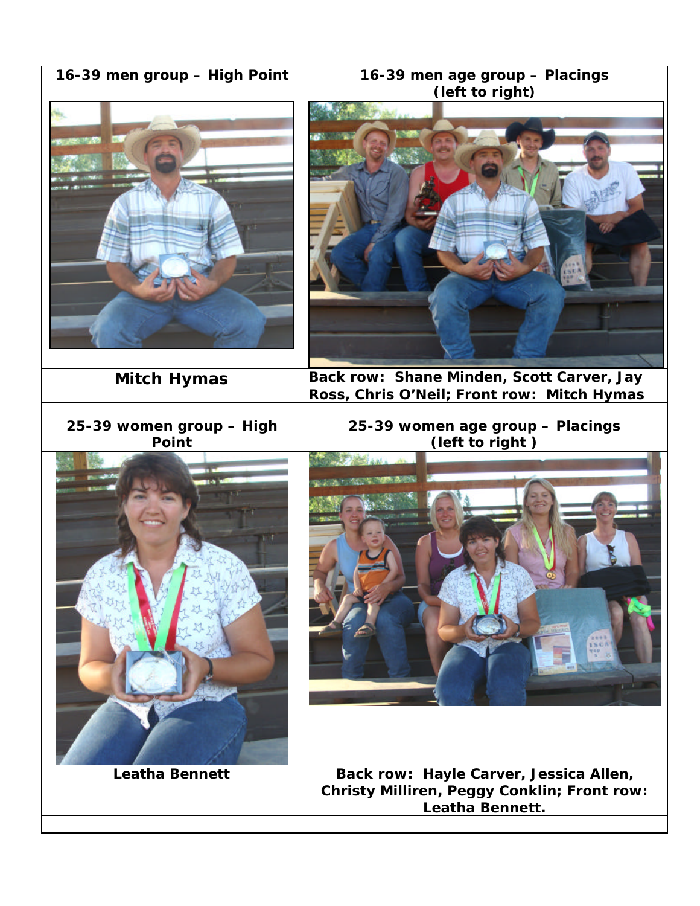| 16-39 men group – High Point | 16-39 men age group – Placings (left to right) |
| --- | --- |
| | |
| **Mitch Hymas** | **Back row: Shane Minden, Scott Carver, Jay Ross, Chris O'Neil; Front row: Mitch Hymas** |
| | |
| **25-39 women group – High Point** | **25-39 women age group – Placings (left to right )** |
| | |
| **Leatha Bennett** | **Back row: Hayle Carver, Jessica Allen, Christy Milliren, Peggy Conklin; Front row: Leatha Bennett.** |
| | |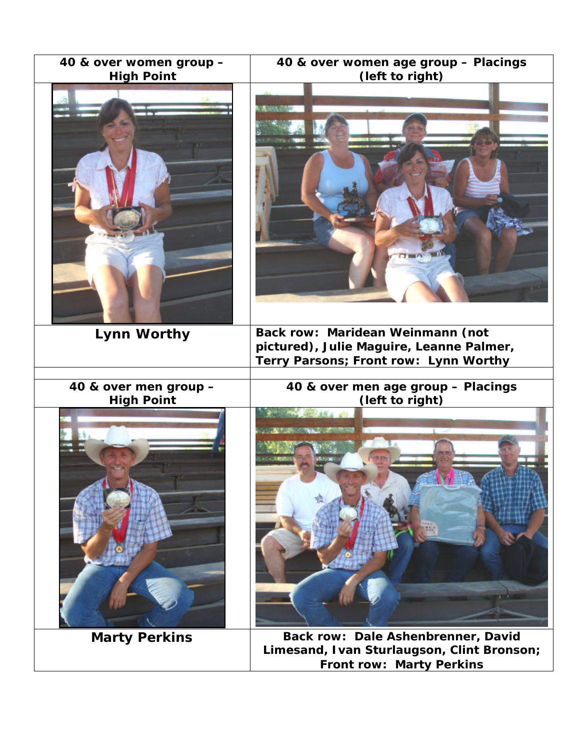| 40 & over women group – High Point | 40 & over women age group – Placings (left to right) |
| --- | --- |
| | |
| **Lynn Worthy** | **Back row: Maridean Weinmann (not pictured), Julie Maguire, Leanne Palmer, Terry Parsons; Front row: Lynn Worthy** |
| | |
| **40 & over men group – High Point** | **40 & over men age group – Placings (left to right)** |
| | |
| **Marty Perkins** | **Back row: Dale Ashenbrenner, David Limesand, Ivan Sturlaugson, Clint Bronson; Front row: Marty Perkins** |